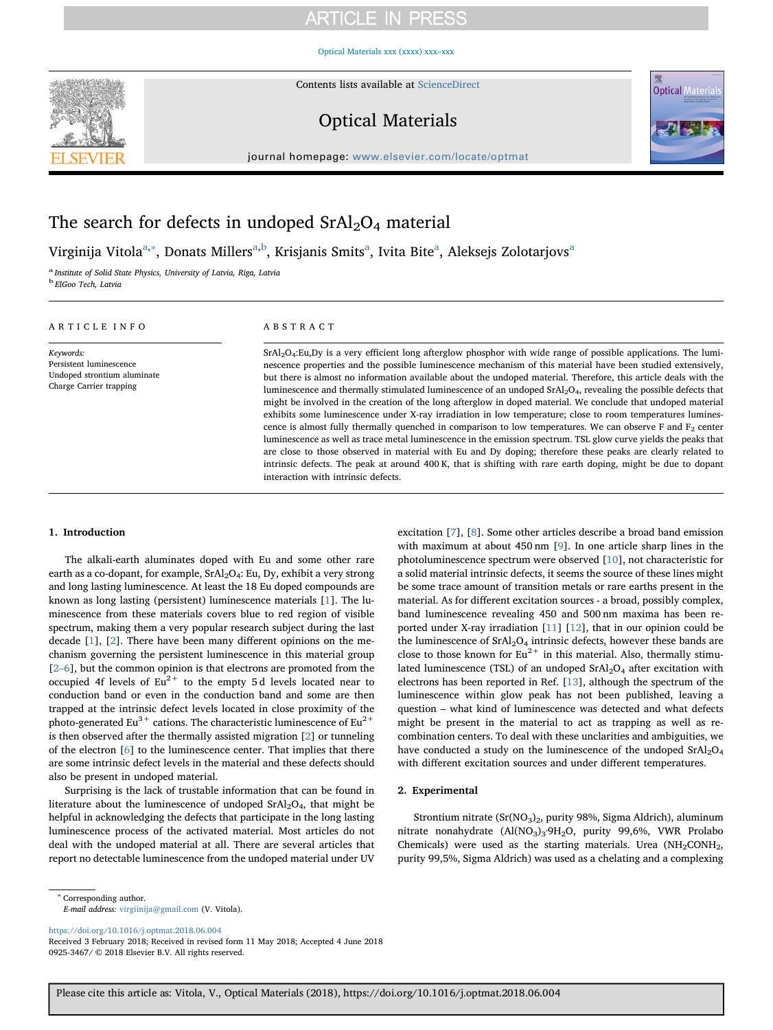# The search for defects in undoped $SrAl_2O_4$ material

Virginija Vitola[a,*], Donats Millers[a,b], Krisjanis Smits[a], Ivita Bite[a], Aleksejs Zolotarjovs[a]

[a] Institute of Solid State Physics, University of Latvia, Riga, Latvia

[b] ElGoo Tech, Latvia

## ARTICLE INFO

*Keywords:*
Persistent luminescence
Undoped strontium aluminate
Charge Carrier trapping

## ABSTRACT

$SrAl_2O_4$:Eu,Dy is a very efficient long afterglow phosphor with wide range of possible applications. The luminescence properties and the possible luminescence mechanism of this material have been studied extensively, but there is almost no information available about the undoped material. Therefore, this article deals with the luminescence and thermally stimulated luminescence of an undoped $SrAl_2O_4$, revealing the possible defects that might be involved in the creation of the long afterglow in doped material. We conclude that undoped material exhibits some luminescence under X-ray irradiation in low temperature; close to room temperatures luminescence is almost fully thermally quenched in comparison to low temperatures. We can observe F and $F_2$ center luminescence as well as trace metal luminescence in the emission spectrum. TSL glow curve yields the peaks that are close to those observed in material with Eu and Dy doping; therefore these peaks are clearly related to intrinsic defects. The peak at around 400 K, that is shifting with rare earth doping, might be due to dopant interaction with intrinsic defects.

## 1. Introduction

The alkali-earth aluminates doped with Eu and some other rare earth as a co-dopant, for example, $SrAl_2O_4$: Eu, Dy, exhibit a very strong and long lasting luminescence. At least the 18 Eu doped compounds are known as long lasting (persistent) luminescence materials [1]. The luminescence from these materials covers blue to red region of visible spectrum, making them a very popular research subject during the last decade [1], [2]. There have been many different opinions on the mechanism governing the persistent luminescence in this material group [2–6], but the common opinion is that electrons are promoted from the occupied 4f levels of $Eu^{2+}$ to the empty 5 d levels located near to conduction band or even in the conduction band and some are then trapped at the intrinsic defect levels located in close proximity of the photo-generated $Eu^{3+}$ cations. The characteristic luminescence of $Eu^{2+}$ is then observed after the thermally assisted migration [2] or tunneling of the electron [6] to the luminescence center. That implies that there are some intrinsic defect levels in the material and these defects should also be present in undoped material.

Surprising is the lack of trustable information that can be found in literature about the luminescence of undoped $SrAl_2O_4$, that might be helpful in acknowledging the defects that participate in the long lasting luminescence process of the activated material. Most articles do not deal with the undoped material at all. There are several articles that report no detectable luminescence from the undoped material under UV excitation [7], [8]. Some other articles describe a broad band emission with maximum at about 450 nm [9]. In one article sharp lines in the photoluminescence spectrum were observed [10], not characteristic for a solid material intrinsic defects, it seems the source of these lines might be some trace amount of transition metals or rare earths present in the material. As for different excitation sources - a broad, possibly complex, band luminescence revealing 450 and 500 nm maxima has been reported under X-ray irradiation [11] [12], that in our opinion could be the luminescence of $SrAl_2O_4$ intrinsic defects, however these bands are close to those known for $Eu^{2+}$ in this material. Also, thermally stimulated luminescence (TSL) of an undoped $SrAl_2O_4$ after excitation with electrons has been reported in Ref. [13], although the spectrum of the luminescence within glow peak has not been published, leaving a question – what kind of luminescence was detected and what defects might be present in the material to act as trapping as well as recombination centers. To deal with these unclarities and ambiguities, we have conducted a study on the luminescence of the undoped $SrAl_2O_4$ with different excitation sources and under different temperatures.

## 2. Experimental

Strontium nitrate ($Sr(NO_3)_2$, purity 98%, Sigma Aldrich), aluminum nitrate nonahydrate ($Al(NO_3)_3 \cdot 9H_2O$, purity 99,6%, VWR Prolabo Chemicals) were used as the starting materials. Urea ($NH_2CONH_2$, purity 99,5%, Sigma Aldrich) was used as a chelating and a complexing

* Corresponding author.
*E-mail address:* virgiinija@gmail.com (V. Vitola).

https://doi.org/10.1016/j.optmat.2018.06.004
Received 3 February 2018; Received in revised form 11 May 2018; Accepted 4 June 2018
0925-3467/ © 2018 Elsevier B.V. All rights reserved.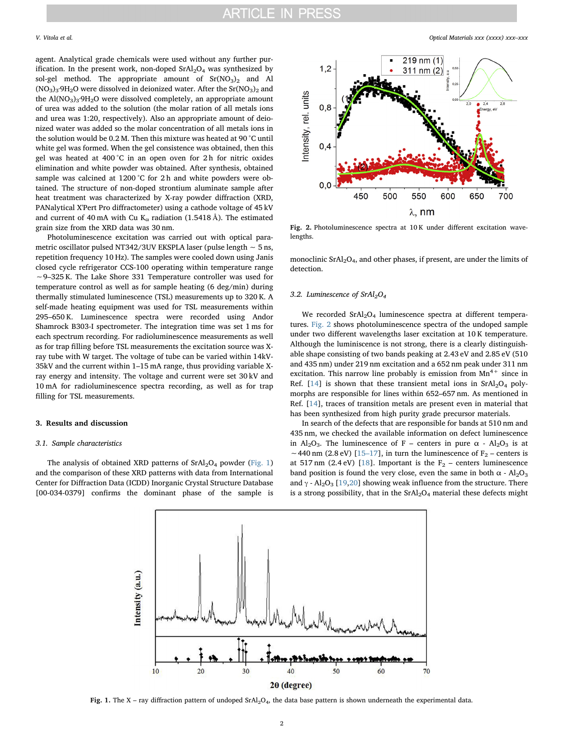agent. Analytical grade chemicals were used without any further purification. In the present work, non-doped $SrAl_2O_4$ was synthesized by sol-gel method. The appropriate amount of $Sr(NO_3)_2$ and $Al(NO_3)_3 \cdot 9H_2O$ were dissolved in deionized water. After the $Sr(NO_3)_2$ and the $Al(NO_3)_3 \cdot 9H_2O$ were dissolved completely, an appropriate amount of urea was added to the solution (the molar ration of all metals ions and urea was 1:20, respectively). Also an appropriate amount of deionized water was added so the molar concentration of all metals ions in the solution would be 0.2 M. Then this mixture was heated at 90 °C until white gel was formed. When the gel consistence was obtained, then this gel was heated at 400 °C in an open oven for 2 h for nitric oxides elimination and white powder was obtained. After synthesis, obtained sample was calcined at 1200 °C for 2 h and white powders were obtained. The structure of non-doped strontium aluminate sample after heat treatment was characterized by X-ray powder diffraction (XRD, PANalytical X'Pert Pro diffractometer) using a cathode voltage of 45 kV and current of 40 mA with Cu $K_\alpha$ radiation (1.5418 Å). The estimated grain size from the XRD data was 30 nm.

Photoluminescence excitation was carried out with optical parametric oscillator pulsed NT342/3UV EKSPLA laser (pulse length ~ 5 ns, repetition frequency 10 Hz). The samples were cooled down using Janis closed cycle refrigerator CCS-100 operating within temperature range ~9–325 K. The Lake Shore 331 Temperature controller was used for temperature control as well as for sample heating (6 deg/min) during thermally stimulated luminescence (TSL) measurements up to 320 K. A self-made heating equipment was used for TSL measurements within 295–650 K. Luminescence spectra were recorded using Andor Shamrock B303-I spectrometer. The integration time was set 1 ms for each spectrum recording. For radioluminescence measurements as well as for trap filling before TSL measurements the excitation source was X-ray tube with W target. The voltage of tube can be varied within 14kV-35kV and the current within 1–15 mA range, thus providing variable X-ray energy and intensity. The voltage and current were set 30 kV and 10 mA for radioluminescence spectra recording, as well as for trap filling for TSL measurements.

## 3. Results and discussion

### 3.1. Sample characteristics

The analysis of obtained XRD patterns of $SrAl_2O_4$ powder (Fig. 1) and the comparison of these XRD patterns with data from International Center for Diffraction Data (ICDD) Inorganic Crystal Structure Database [00-034-0379] confirms the dominant phase of the sample is monoclinic $SrAl_2O_4$, and other phases, if present, are under the limits of detection.

**Fig. 2.** Photoluminescence spectra at 10 K under different excitation wavelengths.

### 3.2. Luminescence of $SrAl_2O_4$

We recorded $SrAl_2O_4$ luminescence spectra at different temperatures. Fig. 2 shows photoluminescence spectra of the undoped sample under two different wavelengths laser excitation at 10 K temperature. Although the luminiscence is not strong, there is a clearly distinguishable shape consisting of two bands peaking at 2.43 eV and 2.85 eV (510 and 435 nm) under 219 nm excitation and a 652 nm peak under 311 nm excitation. This narrow line probably is emission from $Mn^{4+}$ since in Ref. [14] is shown that these transient metal ions in $SrAl_2O_4$ polymorphs are responsible for lines within 652–657 nm. As mentioned in Ref. [14], traces of transition metals are present even in material that has been synthesized from high purity grade precursor materials.

In search of the defects that are responsible for bands at 510 nm and 435 nm, we checked the available information on defect luminescence in $Al_2O_3$. The luminescence of F – centers in pure α - $Al_2O_3$ is at ~440 nm (2.8 eV) [15–17], in turn the luminescence of $F_2$ – centers is at 517 nm (2.4 eV) [18]. Important is the $F_2$ – centers luminescence band position is found the very close, even the same in both α - $Al_2O_3$ and γ - $Al_2O_3$ [19,20] showing weak influence from the structure. There is a strong possibility, that in the $SrAl_2O_4$ material these defects might

**Fig. 1.** The X – ray diffraction pattern of undoped $SrAl_2O_4$, the data base pattern is shown underneath the experimental data.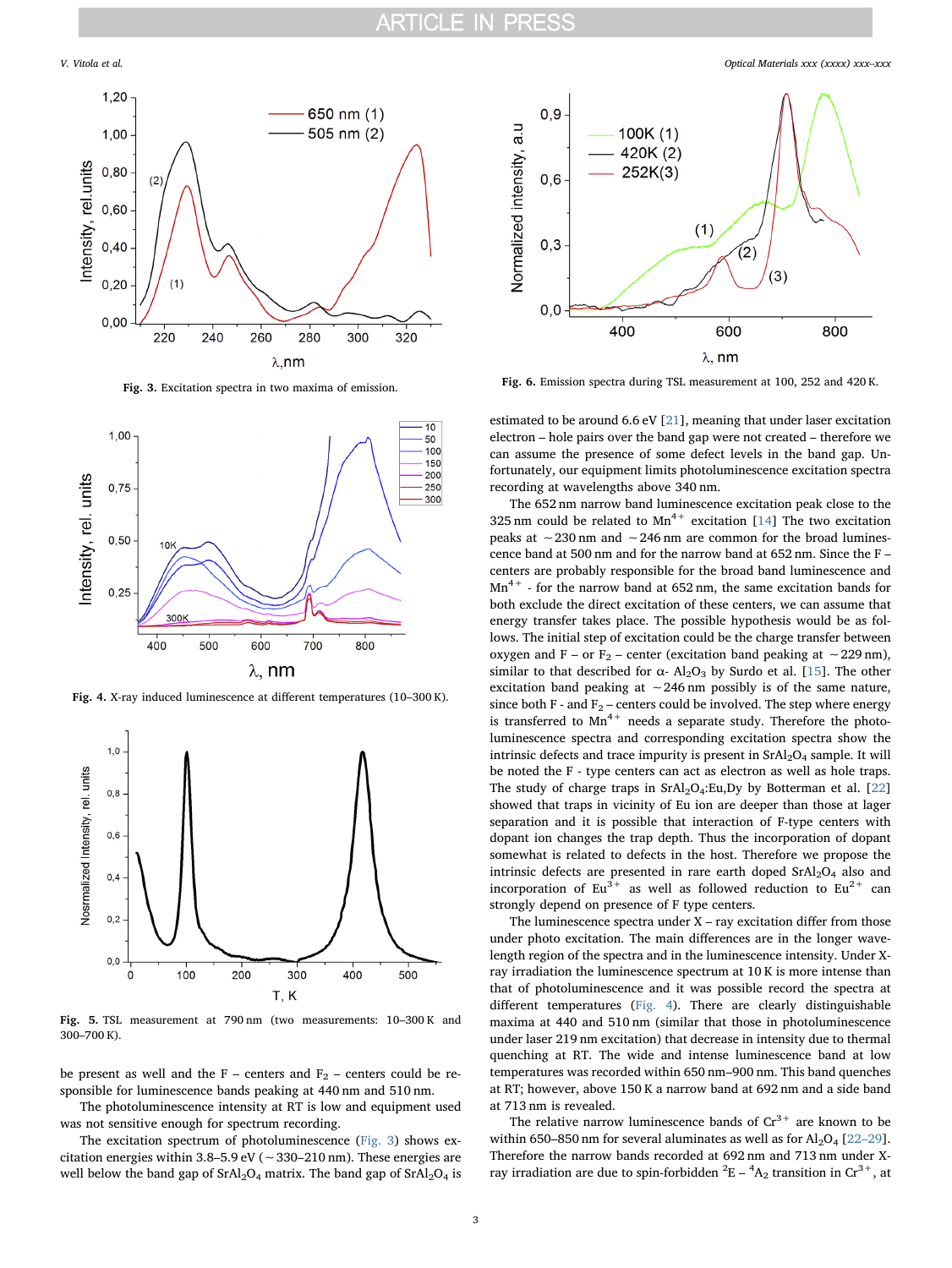Fig. 3. Excitation spectra in two maxima of emission.

Fig. 4. X-ray induced luminescence at different temperatures (10–300 K).

Fig. 5. TSL measurement at 790 nm (two measurements: 10–300 K and 300–700 K).

be present as well and the F – centers and $F_2$ – centers could be responsible for luminescence bands peaking at 440 nm and 510 nm.

The photoluminescence intensity at RT is low and equipment used was not sensitive enough for spectrum recording.

The excitation spectrum of photoluminescence (Fig. 3) shows excitation energies within 3.8–5.9 eV (~330–210 nm). These energies are well below the band gap of $SrAl_2O_4$ matrix. The band gap of $SrAl_2O_4$ is

Fig. 6. Emission spectra during TSL measurement at 100, 252 and 420 K.

estimated to be around 6.6 eV [21], meaning that under laser excitation electron – hole pairs over the band gap were not created – therefore we can assume the presence of some defect levels in the band gap. Unfortunately, our equipment limits photoluminescence excitation spectra recording at wavelengths above 340 nm.

The 652 nm narrow band luminescence excitation peak close to the 325 nm could be related to $Mn^{4+}$ excitation [14] The two excitation peaks at ~230 nm and ~246 nm are common for the broad luminescence band at 500 nm and for the narrow band at 652 nm. Since the F – centers are probably responsible for the broad band luminescence and $Mn^{4+}$ - for the narrow band at 652 nm, the same excitation bands for both exclude the direct excitation of these centers, we can assume that energy transfer takes place. The possible hypothesis would be as follows. The initial step of excitation could be the charge transfer between oxygen and F – or $F_2$ – center (excitation band peaking at ~229 nm), similar to that described for α- $Al_2O_3$ by Surdo et al. [15]. The other excitation band peaking at ~246 nm possibly is of the same nature, since both F - and $F_2$ – centers could be involved. The step where energy is transferred to $Mn^{4+}$ needs a separate study. Therefore the photoluminescence spectra and corresponding excitation spectra show the intrinsic defects and trace impurity is present in $SrAl_2O_4$ sample. It will be noted the F - type centers can act as electron as well as hole traps. The study of charge traps in $SrAl_2O_4$:Eu,Dy by Botterman et al. [22] showed that traps in vicinity of Eu ion are deeper than those at lager separation and it is possible that interaction of F-type centers with dopant ion changes the trap depth. Thus the incorporation of dopant somewhat is related to defects in the host. Therefore we propose the intrinsic defects are presented in rare earth doped $SrAl_2O_4$ also and incorporation of $Eu^{3+}$ as well as followed reduction to $Eu^{2+}$ can strongly depend on presence of F type centers.

The luminescence spectra under X – ray excitation differ from those under photo excitation. The main differences are in the longer wavelength region of the spectra and in the luminescence intensity. Under X-ray irradiation the luminescence spectrum at 10 K is more intense than that of photoluminescence and it was possible record the spectra at different temperatures (Fig. 4). There are clearly distinguishable maxima at 440 and 510 nm (similar that those in photoluminescence under laser 219 nm excitation) that decrease in intensity due to thermal quenching at RT. The wide and intense luminescence band at low temperatures was recorded within 650 nm–900 nm. This band quenches at RT; however, above 150 K a narrow band at 692 nm and a side band at 713 nm is revealed.

The relative narrow luminescence bands of $Cr^{3+}$ are known to be within 650–850 nm for several aluminates as well as for $Al_2O_4$ [22–29]. Therefore the narrow bands recorded at 692 nm and 713 nm under X-ray irradiation are due to spin-forbidden $^2E$ – $^4A_2$ transition in $Cr^{3+}$, at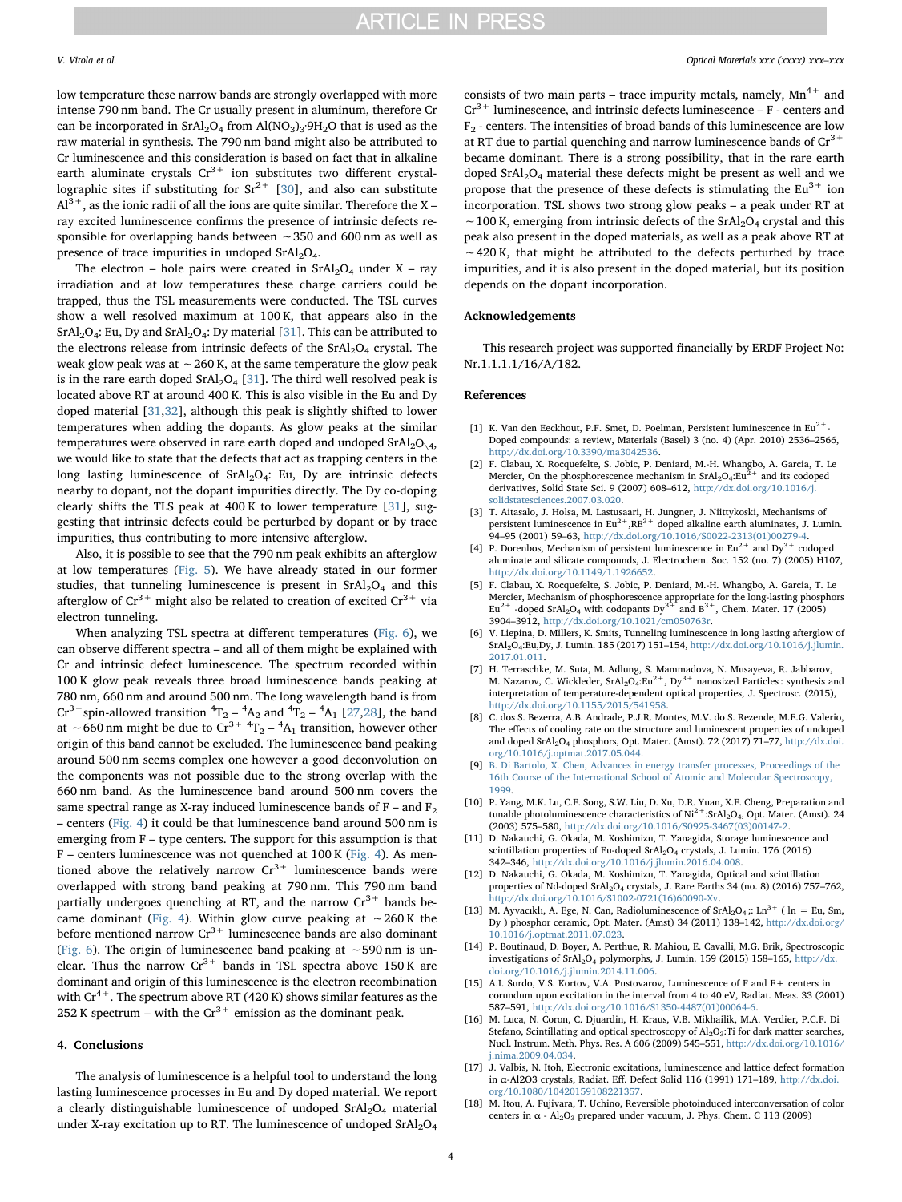low temperature these narrow bands are strongly overlapped with more intense 790 nm band. The Cr usually present in aluminum, therefore Cr can be incorporated in $SrAl_2O_4$ from $Al(NO_3)_3{\cdot}9H_2O$ that is used as the raw material in synthesis. The 790 nm band might also be attributed to Cr luminescence and this consideration is based on fact that in alkaline earth aluminate crystals $Cr^{3+}$ ion substitutes two different crystallographic sites if substituting for $Sr^{2+}$ [30], and also can substitute $Al^{3+}$, as the ionic radii of all the ions are quite similar. Therefore the X – ray excited luminescence confirms the presence of intrinsic defects responsible for overlapping bands between ~350 and 600 nm as well as presence of trace impurities in undoped $SrAl_2O_4$.

The electron – hole pairs were created in $SrAl_2O_4$ under X – ray irradiation and at low temperatures these charge carriers could be trapped, thus the TSL measurements were conducted. The TSL curves show a well resolved maximum at 100 K, that appears also in the $SrAl_2O_4$: Eu, Dy and $SrAl_2O_4$: Dy material [31]. This can be attributed to the electrons release from intrinsic defects of the $SrAl_2O_4$ crystal. The weak glow peak was at ~260 K, at the same temperature the glow peak is in the rare earth doped $SrAl_2O_4$ [31]. The third well resolved peak is located above RT at around 400 K. This is also visible in the Eu and Dy doped material [31,32], although this peak is slightly shifted to lower temperatures when adding the dopants. As glow peaks at the similar temperatures were observed in rare earth doped and undoped $SrAl_2O_{\backslash 4}$, we would like to state that the defects that act as trapping centers in the long lasting luminescence of $SrAl_2O_4$: Eu, Dy are intrinsic defects nearby to dopant, not the dopant impurities directly. The Dy co-doping clearly shifts the TLS peak at 400 K to lower temperature [31], suggesting that intrinsic defects could be perturbed by dopant or by trace impurities, thus contributing to more intensive afterglow.

Also, it is possible to see that the 790 nm peak exhibits an afterglow at low temperatures (Fig. 5). We have already stated in our former studies, that tunneling luminescence is present in $SrAl_2O_4$ and this afterglow of $Cr^{3+}$ might also be related to creation of excited $Cr^{3+}$ via electron tunneling.

When analyzing TSL spectra at different temperatures (Fig. 6), we can observe different spectra – and all of them might be explained with Cr and intrinsic defect luminescence. The spectrum recorded within 100 K glow peak reveals three broad luminescence bands peaking at 780 nm, 660 nm and around 500 nm. The long wavelength band is from $Cr^{3+}$spin-allowed transition $^4T_2$ – $^4A_2$ and $^4T_2$ – $^4A_1$ [27,28], the band at ~660 nm might be due to $Cr^{3+}$ $^4T_2$ – $^4A_1$ transition, however other origin of this band cannot be excluded. The luminescence band peaking around 500 nm seems complex one however a good deconvolution on the components was not possible due to the strong overlap with the 660 nm band. As the luminescence band around 500 nm covers the same spectral range as X-ray induced luminescence bands of F – and $F_2$ – centers (Fig. 4) it could be that luminescence band around 500 nm is emerging from F – type centers. The support for this assumption is that F – centers luminescence was not quenched at 100 K (Fig. 4). As mentioned above the relatively narrow $Cr^{3+}$ luminescence bands were overlapped with strong band peaking at 790 nm. This 790 nm band partially undergoes quenching at RT, and the narrow $Cr^{3+}$ bands became dominant (Fig. 4). Within glow curve peaking at ~260 K the before mentioned narrow $Cr^{3+}$ luminescence bands are also dominant (Fig. 6). The origin of luminescence band peaking at ~590 nm is unclear. Thus the narrow $Cr^{3+}$ bands in TSL spectra above 150 K are dominant and origin of this luminescence is the electron recombination with $Cr^{4+}$. The spectrum above RT (420 K) shows similar features as the 252 K spectrum – with the $Cr^{3+}$ emission as the dominant peak.

## 4. Conclusions

The analysis of luminescence is a helpful tool to understand the long lasting luminescence processes in Eu and Dy doped material. We report a clearly distinguishable luminescence of undoped $SrAl_2O_4$ material under X-ray excitation up to RT. The luminescence of undoped $SrAl_2O_4$ consists of two main parts – trace impurity metals, namely, $Mn^{4+}$ and $Cr^{3+}$ luminescence, and intrinsic defects luminescence – F - centers and $F_2$ - centers. The intensities of broad bands of this luminescence are low at RT due to partial quenching and narrow luminescence bands of $Cr^{3+}$ became dominant. There is a strong possibility, that in the rare earth doped $SrAl_2O_4$ material these defects might be present as well and we propose that the presence of these defects is stimulating the $Eu^{3+}$ ion incorporation. TSL shows two strong glow peaks – a peak under RT at ~100 K, emerging from intrinsic defects of the $SrAl_2O_4$ crystal and this peak also present in the doped materials, as well as a peak above RT at ~420 K, that might be attributed to the defects perturbed by trace impurities, and it is also present in the doped material, but its position depends on the dopant incorporation.

## Acknowledgements

This research project was supported financially by ERDF Project No: Nr.1.1.1.1/16/A/182.

## References

[1] K. Van den Eeckhout, P.F. Smet, D. Poelman, Persistent luminescence in $Eu^{2+}$-Doped compounds: a review, Materials (Basel) 3 (no. 4) (Apr. 2010) 2536–2566, http://dx.doi.org/10.3390/ma3042536.

[2] F. Clabau, X. Rocquefelte, S. Jobic, P. Deniard, M.-H. Whangbo, A. Garcia, T. Le Mercier, On the phosphorescence mechanism in $SrAl_2O_4$:$Eu^{2+}$ and its codoped derivatives, Solid State Sci. 9 (2007) 608–612, http://dx.doi.org/10.1016/j.solidstatesciences.2007.03.020.

[3] T. Aitasalo, J. Holsa, M. Lastusaari, H. Jungner, J. Niittykoski, Mechanisms of persistent luminescence in $Eu^{2+}$,$RE^{3+}$ doped alkaline earth aluminates, J. Lumin. 94–95 (2001) 59–63, http://dx.doi.org/10.1016/S0022-2313(01)00279-4.

[4] P. Dorenbos, Mechanism of persistent luminescence in $Eu^{2+}$ and $Dy^{3+}$ codoped aluminate and silicate compounds, J. Electrochem. Soc. 152 (no. 7) (2005) H107, http://dx.doi.org/10.1149/1.1926652.

[5] F. Clabau, X. Rocquefelte, S. Jobic, P. Deniard, M.-H. Whangbo, A. Garcia, T. Le Mercier, Mechanism of phosphorescence appropriate for the long-lasting phosphors $Eu^{2+}$ -doped $SrAl_2O_4$ with codopants $Dy^{3+}$ and $B^{3+}$, Chem. Mater. 17 (2005) 3904–3912, http://dx.doi.org/10.1021/cm050763r.

[6] V. Liepina, D. Millers, K. Smits, Tunneling luminescence in long lasting afterglow of $SrAl_2O_4$:Eu,Dy, J. Lumin. 185 (2017) 151–154, http://dx.doi.org/10.1016/j.jlumin.2017.01.011.

[7] H. Terraschke, M. Suta, M. Adlung, S. Mammadova, N. Musayeva, R. Jabbarov, M. Nazarov, C. Wickleder, $SrAl_2O_4$:$Eu^{2+}$, $Dy^{3+}$ nanosized Particles: synthesis and interpretation of temperature-dependent optical properties, J. Spectrosc. (2015), http://dx.doi.org/10.1155/2015/541958.

[8] C. dos S. Bezerra, A.B. Andrade, P.J.R. Montes, M.V. do S. Rezende, M.E.G. Valerio, The effects of cooling rate on the structure and luminescent properties of undoped and doped $SrAl_2O_4$ phosphors, Opt. Mater. (Amst). 72 (2017) 71–77, http://dx.doi.org/10.1016/j.optmat.2017.05.044.

[9] B. Di Bartolo, X. Chen, Advances in energy transfer processes, Proceedings of the 16th Course of the International School of Atomic and Molecular Spectroscopy, 1999.

[10] P. Yang, M.K. Lu, C.F. Song, S.W. Liu, D. Xu, D.R. Yuan, X.F. Cheng, Preparation and tunable photoluminescence characteristics of $Ni^{2+}$:$SrAl_2O_4$, Opt. Mater. (Amst). 24 (2003) 575–580, http://dx.doi.org/10.1016/S0925-3467(03)00147-2.

[11] D. Nakauchi, G. Okada, M. Koshimizu, T. Yanagida, Storage luminescence and scintillation properties of Eu-doped $SrAl_2O_4$ crystals, J. Lumin. 176 (2016) 342–346, http://dx.doi.org/10.1016/j.jlumin.2016.04.008.

[12] D. Nakauchi, G. Okada, M. Koshimizu, T. Yanagida, Optical and scintillation properties of Nd-doped $SrAl_2O_4$ crystals, J. Rare Earths 34 (no. 8) (2016) 757–762, http://dx.doi.org/10.1016/S1002-0721(16)60090-Xv.

[13] M. Ayvacıklı, A. Ege, N. Can, Radioluminescence of $SrAl_2O_4$:$Ln^{3+}$ ( ln = Eu, Sm, Dy ) phosphor ceramic, Opt. Mater. (Amst) 34 (2011) 138–142, http://dx.doi.org/10.1016/j.optmat.2011.07.023.

[14] P. Boutinaud, D. Boyer, A. Perthue, R. Mahiou, E. Cavalli, M.G. Brik, Spectroscopic investigations of $SrAl_2O_4$ polymorphs, J. Lumin. 159 (2015) 158–165, http://dx.doi.org/10.1016/j.jlumin.2014.11.006.

[15] A.I. Surdo, V.S. Kortov, V.A. Pustovarov, Luminescence of F and F+ centers in corundum upon excitation in the interval from 4 to 40 eV, Radiat. Meas. 33 (2001) 587–591, http://dx.doi.org/10.1016/S1350-4487(01)00064-6.

[16] M. Luca, N. Coron, C. Djuardin, H. Kraus, V.B. Mikhailik, M.-A. Verdier, P.C.F. Di Stefano, Scintillating and optical spectroscopy of $Al_2O_3$:Ti for dark matter searches, Nucl. Instrum. Meth. Phys. Res. A 606 (2009) 545–551, http://dx.doi.org/10.1016/j.nima.2009.04.034.

[17] J. Valbis, N. Itoh, Electronic excitations, luminescence and lattice defect formation in α-Al2O3 crystals, Radiat. Eff. Defect Solid 116 (1991) 171–189, http://dx.doi.org/10.1080/10420159108221357.

[18] M. Itou, A. Fujivara, T. Uchino, Reversible photoinduced interconversion of color centers in α - $Al_2O_3$ prepared under vacuum, J. Phys. Chem. C 113 (2009)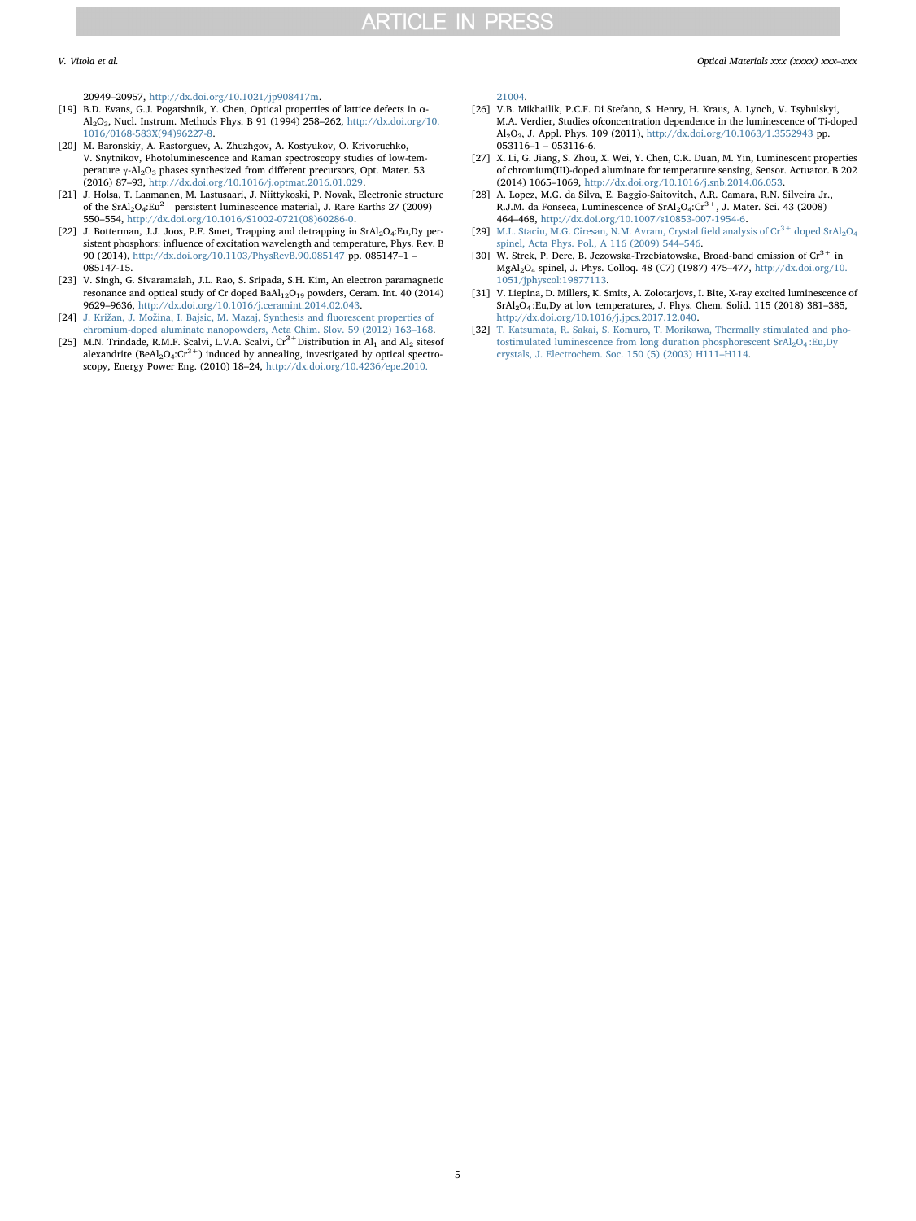20949–20957, http://dx.doi.org/10.1021/jp908417m.

[19] B.D. Evans, G.J. Pogatshnik, Y. Chen, Optical properties of lattice defects in α-$Al_2O_3$, Nucl. Instrum. Methods Phys. B 91 (1994) 258–262, http://dx.doi.org/10.1016/0168-583X(94)96227-8.

[20] M. Baronskiy, A. Rastorguev, A. Zhuzhgov, A. Kostyukov, O. Krivoruchko, V. Snytnikov, Photoluminescence and Raman spectroscopy studies of low-temperature γ-$Al_2O_3$ phases synthesized from different precursors, Opt. Mater. 53 (2016) 87–93, http://dx.doi.org/10.1016/j.optmat.2016.01.029.

[21] J. Holsa, T. Laamanen, M. Lastusaari, J. Niittykoski, P. Novak, Electronic structure of the $SrAl_2O_4$:$Eu^{2+}$ persistent luminescence material, J. Rare Earths 27 (2009) 550–554, http://dx.doi.org/10.1016/S1002-0721(08)60286-0.

[22] J. Botterman, J.J. Joos, P.F. Smet, Trapping and detrapping in $SrAl_2O_4$:Eu,Dy persistent phosphors: influence of excitation wavelength and temperature, Phys. Rev. B 90 (2014), http://dx.doi.org/10.1103/PhysRevB.90.085147 pp. 085147–1 – 085147-15.

[23] V. Singh, G. Sivaramaiah, J.L. Rao, S. Sripada, S.H. Kim, An electron paramagnetic resonance and optical study of Cr doped $BaAl_{12}O_{19}$ powders, Ceram. Int. 40 (2014) 9629–9636, http://dx.doi.org/10.1016/j.ceramint.2014.02.043.

[24] J. Križan, J. Možina, I. Bajsic, M. Mazaj, Synthesis and fluorescent properties of chromium-doped aluminate nanopowders, Acta Chim. Slov. 59 (2012) 163–168.

[25] M.N. Trindade, R.M.F. Scalvi, L.V.A. Scalvi, $Cr^{3+}$Distribution in $Al_1$ and $Al_2$ sitesof alexandrite ($BeAl_2O_4$:$Cr^{3+}$) induced by annealing, investigated by optical spectroscopy, Energy Power Eng. (2010) 18–24, http://dx.doi.org/10.4236/epe.2010.21004.

[26] V.B. Mikhailik, P.C.F. Di Stefano, S. Henry, H. Kraus, A. Lynch, V. Tsybulskyi, M.A. Verdier, Studies ofconcentration dependence in the luminescence of Ti-doped $Al_2O_3$, J. Appl. Phys. 109 (2011), http://dx.doi.org/10.1063/1.3552943 pp. 053116–1 – 053116-6.

[27] X. Li, G. Jiang, S. Zhou, X. Wei, Y. Chen, C.K. Duan, M. Yin, Luminescent properties of chromium(III)-doped aluminate for temperature sensing, Sensor. Actuator. B 202 (2014) 1065–1069, http://dx.doi.org/10.1016/j.snb.2014.06.053.

[28] A. Lopez, M.G. da Silva, E. Baggio-Saitovitch, A.R. Camara, R.N. Silveira Jr., R.J.M. da Fonseca, Luminescence of $SrAl_2O_4$:$Cr^{3+}$, J. Mater. Sci. 43 (2008) 464–468, http://dx.doi.org/10.1007/s10853-007-1954-6.

[29] M.L. Staciu, M.G. Ciresan, N.M. Avram, Crystal field analysis of $Cr^{3+}$ doped $SrAl_2O_4$ spinel, Acta Phys. Pol., A 116 (2009) 544–546.

[30] W. Strek, P. Dere, B. Jezowska-Trzebiatowska, Broad-band emission of $Cr^{3+}$ in $MgAl_2O_4$ spinel, J. Phys. Colloq. 48 (C7) (1987) 475–477, http://dx.doi.org/10.1051/jphyscol:19877113.

[31] V. Liepina, D. Millers, K. Smits, A. Zolotarjovs, I. Bite, X-ray excited luminescence of $SrAl_2O_4$ :Eu,Dy at low temperatures, J. Phys. Chem. Solid. 115 (2018) 381–385, http://dx.doi.org/10.1016/j.jpcs.2017.12.040.

[32] T. Katsumata, R. Sakai, S. Komuro, T. Morikawa, Thermally stimulated and photostimulated luminescence from long duration phosphorescent $SrAl_2O_4$ :Eu,Dy crystals, J. Electrochem. Soc. 150 (5) (2003) H111–H114.